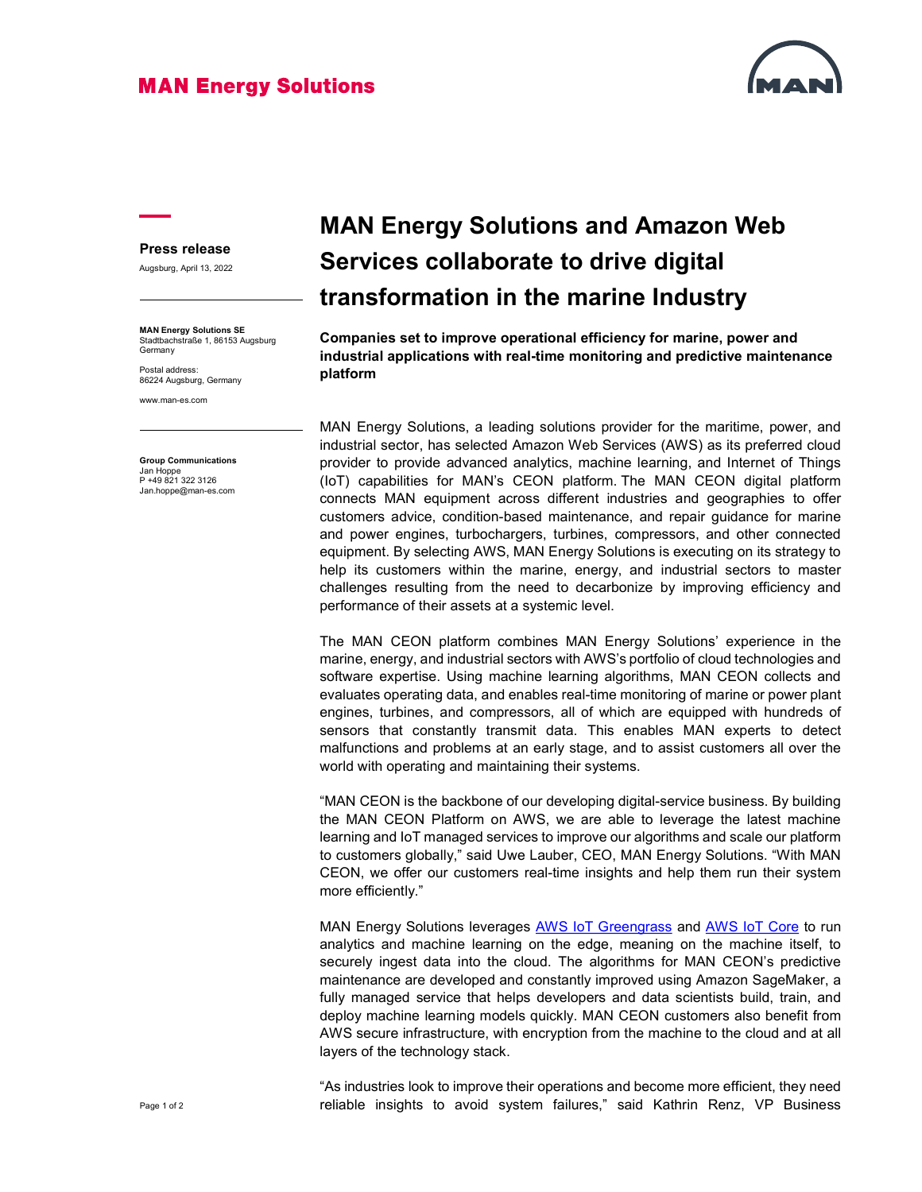**MAN Energy Solutions**

**Press release**

Augsburg, April 13, 2022

**MAN Energy Solutions SE**
Stadtbachstraße 1, 86153 Augsburg
Germany

Postal address:
86224 Augsburg, Germany

www.man-es.com

**Group Communications**
Jan Hoppe
P +49 821 322 3126
Jan.hoppe@man-es.com

# MAN Energy Solutions and Amazon Web Services collaborate to drive digital transformation in the marine Industry

**Companies set to improve operational efficiency for marine, power and industrial applications with real-time monitoring and predictive maintenance platform**

MAN Energy Solutions, a leading solutions provider for the maritime, power, and industrial sector, has selected Amazon Web Services (AWS) as its preferred cloud provider to provide advanced analytics, machine learning, and Internet of Things (IoT) capabilities for MAN's CEON platform. The MAN CEON digital platform connects MAN equipment across different industries and geographies to offer customers advice, condition-based maintenance, and repair guidance for marine and power engines, turbochargers, turbines, compressors, and other connected equipment. By selecting AWS, MAN Energy Solutions is executing on its strategy to help its customers within the marine, energy, and industrial sectors to master challenges resulting from the need to decarbonize by improving efficiency and performance of their assets at a systemic level.

The MAN CEON platform combines MAN Energy Solutions' experience in the marine, energy, and industrial sectors with AWS's portfolio of cloud technologies and software expertise. Using machine learning algorithms, MAN CEON collects and evaluates operating data, and enables real-time monitoring of marine or power plant engines, turbines, and compressors, all of which are equipped with hundreds of sensors that constantly transmit data. This enables MAN experts to detect malfunctions and problems at an early stage, and to assist customers all over the world with operating and maintaining their systems.

"MAN CEON is the backbone of our developing digital-service business. By building the MAN CEON Platform on AWS, we are able to leverage the latest machine learning and IoT managed services to improve our algorithms and scale our platform to customers globally," said Uwe Lauber, CEO, MAN Energy Solutions. "With MAN CEON, we offer our customers real-time insights and help them run their system more efficiently."

MAN Energy Solutions leverages AWS IoT Greengrass and AWS IoT Core to run analytics and machine learning on the edge, meaning on the machine itself, to securely ingest data into the cloud. The algorithms for MAN CEON's predictive maintenance are developed and constantly improved using Amazon SageMaker, a fully managed service that helps developers and data scientists build, train, and deploy machine learning models quickly. MAN CEON customers also benefit from AWS secure infrastructure, with encryption from the machine to the cloud and at all layers of the technology stack.

"As industries look to improve their operations and become more efficient, they need reliable insights to avoid system failures," said Kathrin Renz, VP Business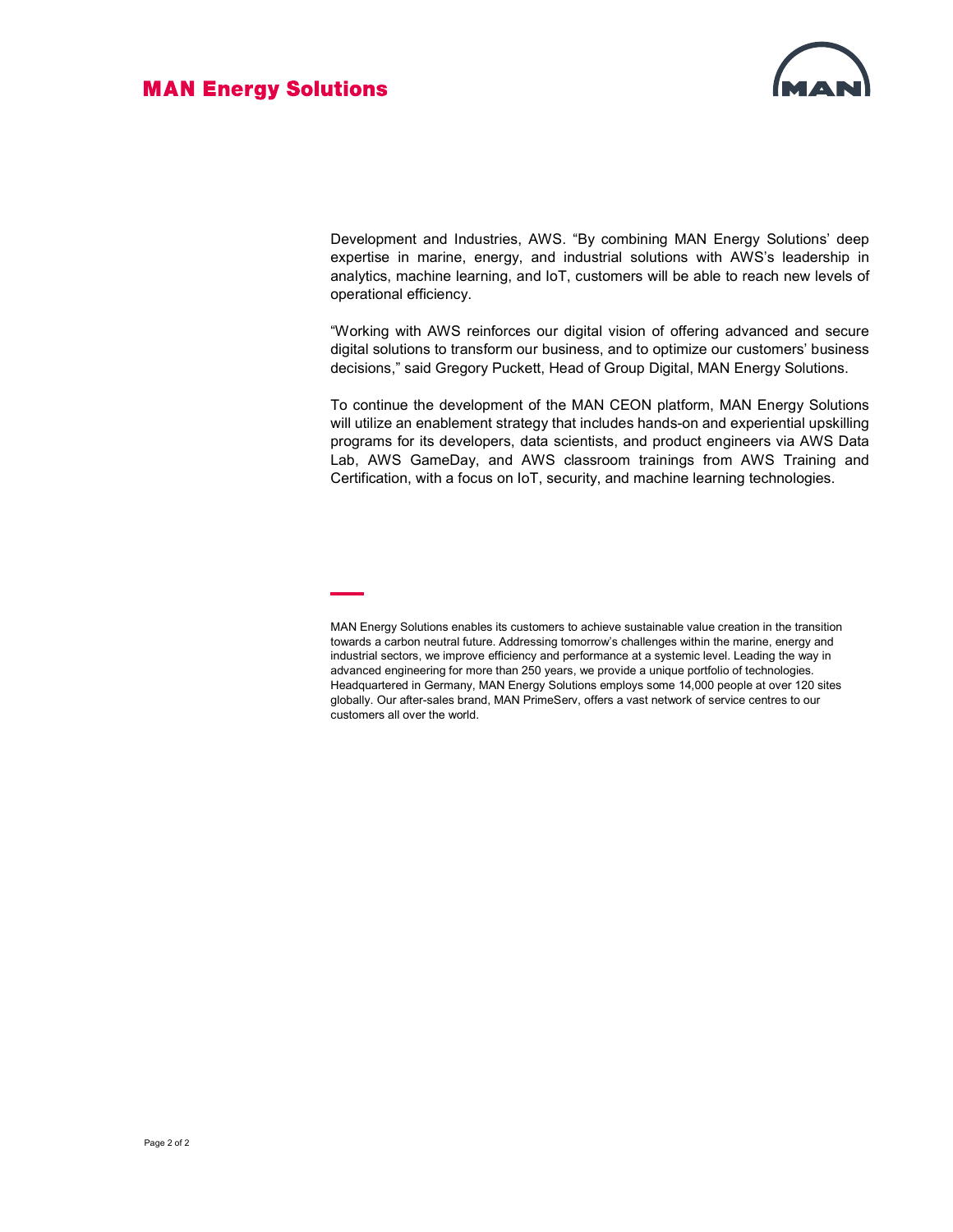Development and Industries, AWS. “By combining MAN Energy Solutions’ deep expertise in marine, energy, and industrial solutions with AWS’s leadership in analytics, machine learning, and IoT, customers will be able to reach new levels of operational efficiency.

“Working with AWS reinforces our digital vision of offering advanced and secure digital solutions to transform our business, and to optimize our customers’ business decisions,” said Gregory Puckett, Head of Group Digital, MAN Energy Solutions.

To continue the development of the MAN CEON platform, MAN Energy Solutions will utilize an enablement strategy that includes hands-on and experiential upskilling programs for its developers, data scientists, and product engineers via AWS Data Lab, AWS GameDay, and AWS classroom trainings from AWS Training and Certification, with a focus on IoT, security, and machine learning technologies.

---

MAN Energy Solutions enables its customers to achieve sustainable value creation in the transition towards a carbon neutral future. Addressing tomorrow’s challenges within the marine, energy and industrial sectors, we improve efficiency and performance at a systemic level. Leading the way in advanced engineering for more than 250 years, we provide a unique portfolio of technologies. Headquartered in Germany, MAN Energy Solutions employs some 14,000 people at over 120 sites globally. Our after-sales brand, MAN PrimeServ, offers a vast network of service centres to our customers all over the world.